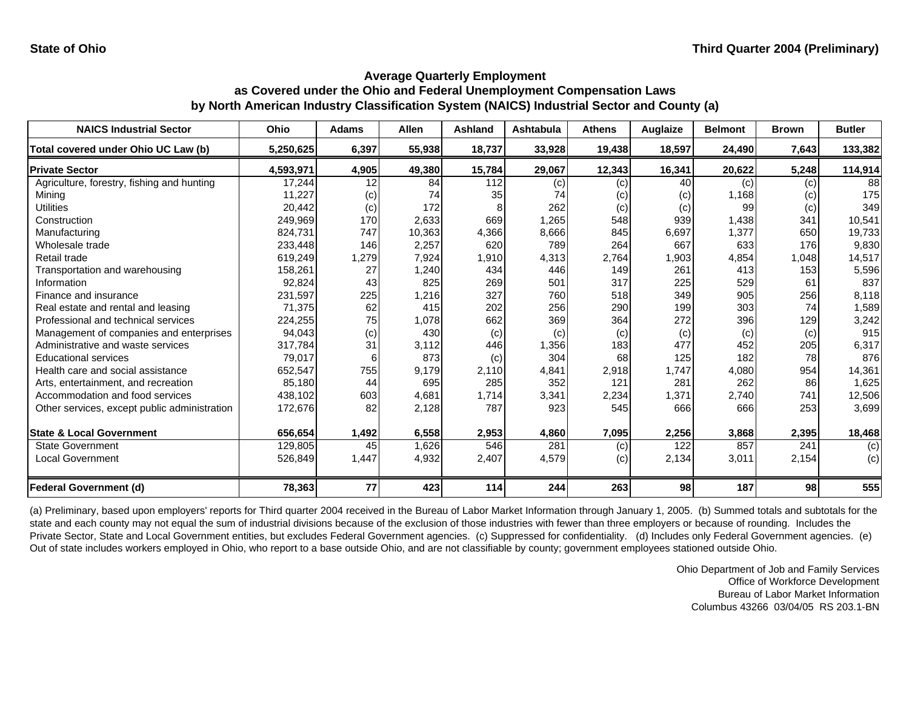State of Ohio

Third Quarter 2004 (Preliminary)

## Average Quarterly Employment as Covered under the Ohio and Federal Unemployment Compensation Laws by North American Industry Classification System (NAICS) Industrial Sector and County (a)

| NAICS Industrial Sector | Ohio | Adams | Allen | Ashland | Ashtabula | Athens | Auglaize | Belmont | Brown | Butler |
|---|---|---|---|---|---|---|---|---|---|---|
| **Total covered under Ohio UC Law (b)** | **5,250,625** | **6,397** | **55,938** | **18,737** | **33,928** | **19,438** | **18,597** | **24,490** | **7,643** | **133,382** |
| **Private Sector** | **4,593,971** | **4,905** | **49,380** | **15,784** | **29,067** | **12,343** | **16,341** | **20,622** | **5,248** | **114,914** |
| Agriculture, forestry, fishing and hunting | 17,244 | 12 | 84 | 112 | (c) | (c) | 40 | (c) | (c) | 88 |
| Mining | 11,227 | (c) | 74 | 35 | 74 | (c) | (c) | 1,168 | (c) | 175 |
| Utilities | 20,442 | (c) | 172 | 8 | 262 | (c) | (c) | 99 | (c) | 349 |
| Construction | 249,969 | 170 | 2,633 | 669 | 1,265 | 548 | 939 | 1,438 | 341 | 10,541 |
| Manufacturing | 824,731 | 747 | 10,363 | 4,366 | 8,666 | 845 | 6,697 | 1,377 | 650 | 19,733 |
| Wholesale trade | 233,448 | 146 | 2,257 | 620 | 789 | 264 | 667 | 633 | 176 | 9,830 |
| Retail trade | 619,249 | 1,279 | 7,924 | 1,910 | 4,313 | 2,764 | 1,903 | 4,854 | 1,048 | 14,517 |
| Transportation and warehousing | 158,261 | 27 | 1,240 | 434 | 446 | 149 | 261 | 413 | 153 | 5,596 |
| Information | 92,824 | 43 | 825 | 269 | 501 | 317 | 225 | 529 | 61 | 837 |
| Finance and insurance | 231,597 | 225 | 1,216 | 327 | 760 | 518 | 349 | 905 | 256 | 8,118 |
| Real estate and rental and leasing | 71,375 | 62 | 415 | 202 | 256 | 290 | 199 | 303 | 74 | 1,589 |
| Professional and technical services | 224,255 | 75 | 1,078 | 662 | 369 | 364 | 272 | 396 | 129 | 3,242 |
| Management of companies and enterprises | 94,043 | (c) | 430 | (c) | (c) | (c) | (c) | (c) | (c) | 915 |
| Administrative and waste services | 317,784 | 31 | 3,112 | 446 | 1,356 | 183 | 477 | 452 | 205 | 6,317 |
| Educational services | 79,017 | 6 | 873 | (c) | 304 | 68 | 125 | 182 | 78 | 876 |
| Health care and social assistance | 652,547 | 755 | 9,179 | 2,110 | 4,841 | 2,918 | 1,747 | 4,080 | 954 | 14,361 |
| Arts, entertainment, and recreation | 85,180 | 44 | 695 | 285 | 352 | 121 | 281 | 262 | 86 | 1,625 |
| Accommodation and food services | 438,102 | 603 | 4,681 | 1,714 | 3,341 | 2,234 | 1,371 | 2,740 | 741 | 12,506 |
| Other services, except public administration | 172,676 | 82 | 2,128 | 787 | 923 | 545 | 666 | 666 | 253 | 3,699 |
| **State & Local Government** | **656,654** | **1,492** | **6,558** | **2,953** | **4,860** | **7,095** | **2,256** | **3,868** | **2,395** | **18,468** |
| State Government | 129,805 | 45 | 1,626 | 546 | 281 | (c) | 122 | 857 | 241 | (c) |
| Local Government | 526,849 | 1,447 | 4,932 | 2,407 | 4,579 | (c) | 2,134 | 3,011 | 2,154 | (c) |
| **Federal Government (d)** | **78,363** | **77** | **423** | **114** | **244** | **263** | **98** | **187** | **98** | **555** |

(a) Preliminary, based upon employers' reports for Third quarter 2004 received in the Bureau of Labor Market Information through January 1, 2005. (b) Summed totals and subtotals for the state and each county may not equal the sum of industrial divisions because of the exclusion of those industries with fewer than three employers or because of rounding. Includes the Private Sector, State and Local Government entities, but excludes Federal Government agencies. (c) Suppressed for confidentiality. (d) Includes only Federal Government agencies. (e) Out of state includes workers employed in Ohio, who report to a base outside Ohio, and are not classifiable by county; government employees stationed outside Ohio.

Ohio Department of Job and Family Services
Office of Workforce Development
Bureau of Labor Market Information
Columbus 43266 03/04/05 RS 203.1-BN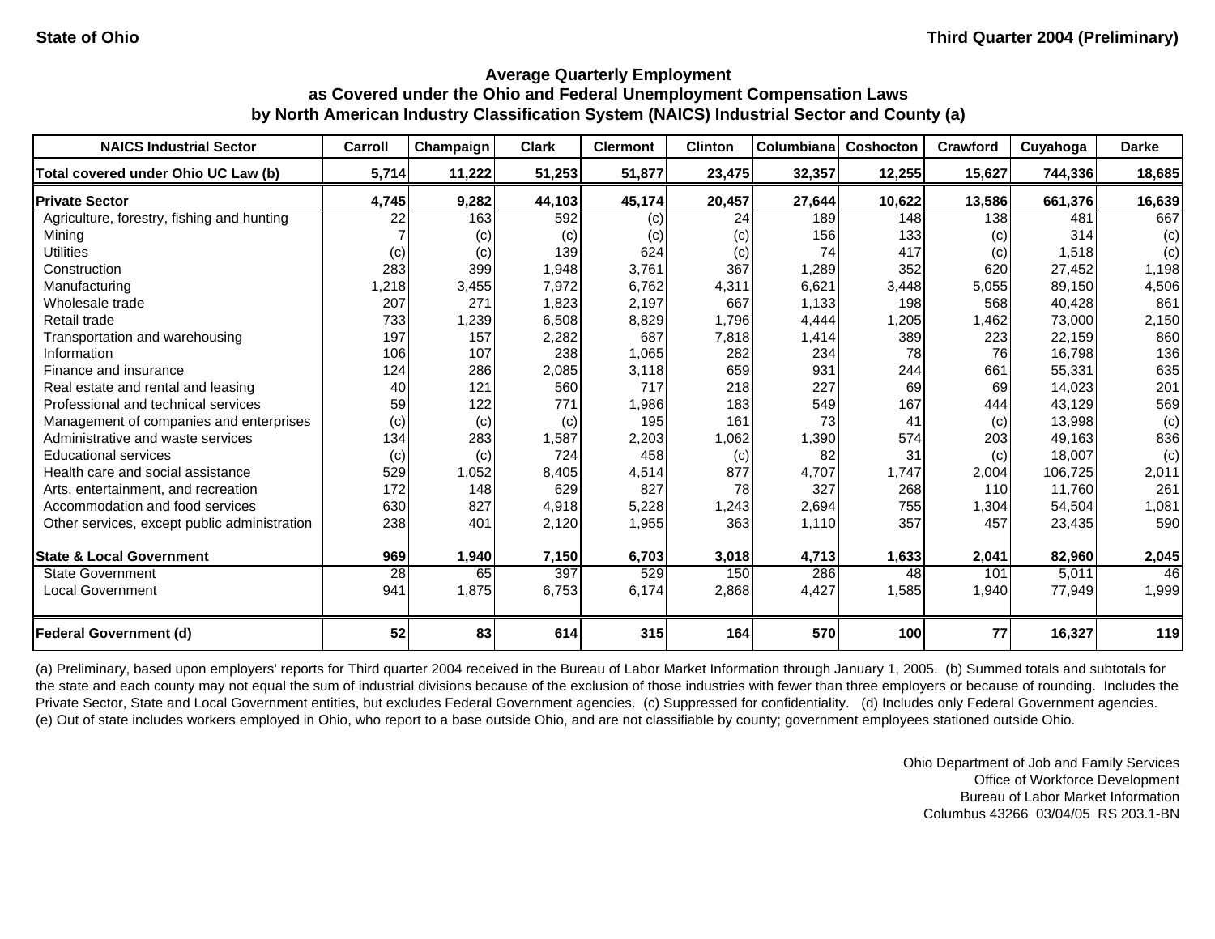State of Ohio — Third Quarter 2004 (Preliminary)

## Average Quarterly Employment as Covered under the Ohio and Federal Unemployment Compensation Laws by North American Industry Classification System (NAICS) Industrial Sector and County (a)

| NAICS Industrial Sector | Carroll | Champaign | Clark | Clermont | Clinton | Columbiana | Coshocton | Crawford | Cuyahoga | Darke |
|---|---|---|---|---|---|---|---|---|---|---|
| **Total covered under Ohio UC Law (b)** | **5,714** | **11,222** | **51,253** | **51,877** | **23,475** | **32,357** | **12,255** | **15,627** | **744,336** | **18,685** |
| **Private Sector** | **4,745** | **9,282** | **44,103** | **45,174** | **20,457** | **27,644** | **10,622** | **13,586** | **661,376** | **16,639** |
| Agriculture, forestry, fishing and hunting | 22 | 163 | 592 | (c) | 24 | 189 | 148 | 138 | 481 | 667 |
| Mining | 7 | (c) | (c) | (c) | (c) | 156 | 133 | (c) | 314 | (c) |
| Utilities | (c) | (c) | 139 | 624 | (c) | 74 | 417 | (c) | 1,518 | (c) |
| Construction | 283 | 399 | 1,948 | 3,761 | 367 | 1,289 | 352 | 620 | 27,452 | 1,198 |
| Manufacturing | 1,218 | 3,455 | 7,972 | 6,762 | 4,311 | 6,621 | 3,448 | 5,055 | 89,150 | 4,506 |
| Wholesale trade | 207 | 271 | 1,823 | 2,197 | 667 | 1,133 | 198 | 568 | 40,428 | 861 |
| Retail trade | 733 | 1,239 | 6,508 | 8,829 | 1,796 | 4,444 | 1,205 | 1,462 | 73,000 | 2,150 |
| Transportation and warehousing | 197 | 157 | 2,282 | 687 | 7,818 | 1,414 | 389 | 223 | 22,159 | 860 |
| Information | 106 | 107 | 238 | 1,065 | 282 | 234 | 78 | 76 | 16,798 | 136 |
| Finance and insurance | 124 | 286 | 2,085 | 3,118 | 659 | 931 | 244 | 661 | 55,331 | 635 |
| Real estate and rental and leasing | 40 | 121 | 560 | 717 | 218 | 227 | 69 | 69 | 14,023 | 201 |
| Professional and technical services | 59 | 122 | 771 | 1,986 | 183 | 549 | 167 | 444 | 43,129 | 569 |
| Management of companies and enterprises | (c) | (c) | (c) | 195 | 161 | 73 | 41 | (c) | 13,998 | (c) |
| Administrative and waste services | 134 | 283 | 1,587 | 2,203 | 1,062 | 1,390 | 574 | 203 | 49,163 | 836 |
| Educational services | (c) | (c) | 724 | 458 | (c) | 82 | 31 | (c) | 18,007 | (c) |
| Health care and social assistance | 529 | 1,052 | 8,405 | 4,514 | 877 | 4,707 | 1,747 | 2,004 | 106,725 | 2,011 |
| Arts, entertainment, and recreation | 172 | 148 | 629 | 827 | 78 | 327 | 268 | 110 | 11,760 | 261 |
| Accommodation and food services | 630 | 827 | 4,918 | 5,228 | 1,243 | 2,694 | 755 | 1,304 | 54,504 | 1,081 |
| Other services, except public administration | 238 | 401 | 2,120 | 1,955 | 363 | 1,110 | 357 | 457 | 23,435 | 590 |
| **State & Local Government** | **969** | **1,940** | **7,150** | **6,703** | **3,018** | **4,713** | **1,633** | **2,041** | **82,960** | **2,045** |
| State Government | 28 | 65 | 397 | 529 | 150 | 286 | 48 | 101 | 5,011 | 46 |
| Local Government | 941 | 1,875 | 6,753 | 6,174 | 2,868 | 4,427 | 1,585 | 1,940 | 77,949 | 1,999 |
| **Federal Government (d)** | **52** | **83** | **614** | **315** | **164** | **570** | **100** | **77** | **16,327** | **119** |

(a) Preliminary, based upon employers' reports for Third quarter 2004 received in the Bureau of Labor Market Information through January 1, 2005. (b) Summed totals and subtotals for the state and each county may not equal the sum of industrial divisions because of the exclusion of those industries with fewer than three employers or because of rounding. Includes the Private Sector, State and Local Government entities, but excludes Federal Government agencies. (c) Suppressed for confidentiality. (d) Includes only Federal Government agencies. (e) Out of state includes workers employed in Ohio, who report to a base outside Ohio, and are not classifiable by county; government employees stationed outside Ohio.

Ohio Department of Job and Family Services
Office of Workforce Development
Bureau of Labor Market Information
Columbus 43266 03/04/05 RS 203.1-BN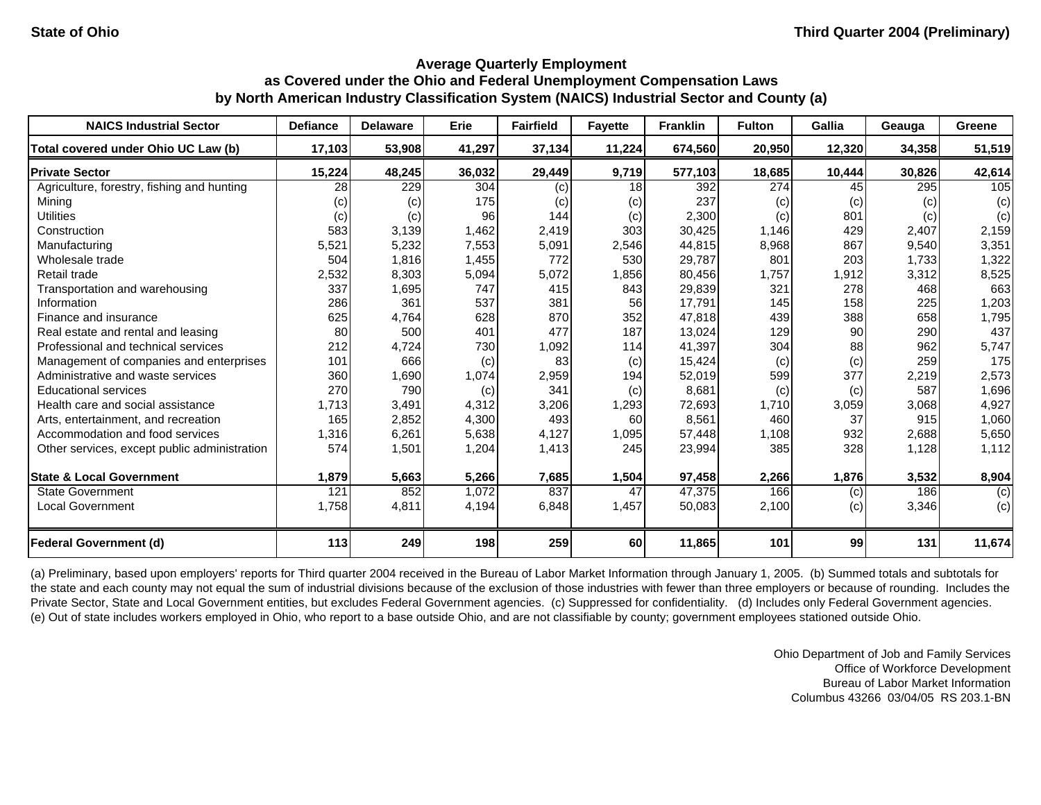State of Ohio

Third Quarter 2004 (Preliminary)

## Average Quarterly Employment as Covered under the Ohio and Federal Unemployment Compensation Laws by North American Industry Classification System (NAICS) Industrial Sector and County (a)

| NAICS Industrial Sector | Defiance | Delaware | Erie | Fairfield | Fayette | Franklin | Fulton | Gallia | Geauga | Greene |
|---|---|---|---|---|---|---|---|---|---|---|
| **Total covered under Ohio UC Law (b)** | **17,103** | **53,908** | **41,297** | **37,134** | **11,224** | **674,560** | **20,950** | **12,320** | **34,358** | **51,519** |
| **Private Sector** | **15,224** | **48,245** | **36,032** | **29,449** | **9,719** | **577,103** | **18,685** | **10,444** | **30,826** | **42,614** |
| Agriculture, forestry, fishing and hunting | 28 | 229 | 304 | (c) | 18 | 392 | 274 | 45 | 295 | 105 |
| Mining | (c) | (c) | 175 | (c) | (c) | 237 | (c) | (c) | (c) | (c) |
| Utilities | (c) | (c) | 96 | 144 | (c) | 2,300 | (c) | 801 | (c) | (c) |
| Construction | 583 | 3,139 | 1,462 | 2,419 | 303 | 30,425 | 1,146 | 429 | 2,407 | 2,159 |
| Manufacturing | 5,521 | 5,232 | 7,553 | 5,091 | 2,546 | 44,815 | 8,968 | 867 | 9,540 | 3,351 |
| Wholesale trade | 504 | 1,816 | 1,455 | 772 | 530 | 29,787 | 801 | 203 | 1,733 | 1,322 |
| Retail trade | 2,532 | 8,303 | 5,094 | 5,072 | 1,856 | 80,456 | 1,757 | 1,912 | 3,312 | 8,525 |
| Transportation and warehousing | 337 | 1,695 | 747 | 415 | 843 | 29,839 | 321 | 278 | 468 | 663 |
| Information | 286 | 361 | 537 | 381 | 56 | 17,791 | 145 | 158 | 225 | 1,203 |
| Finance and insurance | 625 | 4,764 | 628 | 870 | 352 | 47,818 | 439 | 388 | 658 | 1,795 |
| Real estate and rental and leasing | 80 | 500 | 401 | 477 | 187 | 13,024 | 129 | 90 | 290 | 437 |
| Professional and technical services | 212 | 4,724 | 730 | 1,092 | 114 | 41,397 | 304 | 88 | 962 | 5,747 |
| Management of companies and enterprises | 101 | 666 | (c) | 83 | (c) | 15,424 | (c) | (c) | 259 | 175 |
| Administrative and waste services | 360 | 1,690 | 1,074 | 2,959 | 194 | 52,019 | 599 | 377 | 2,219 | 2,573 |
| Educational services | 270 | 790 | (c) | 341 | (c) | 8,681 | (c) | (c) | 587 | 1,696 |
| Health care and social assistance | 1,713 | 3,491 | 4,312 | 3,206 | 1,293 | 72,693 | 1,710 | 3,059 | 3,068 | 4,927 |
| Arts, entertainment, and recreation | 165 | 2,852 | 4,300 | 493 | 60 | 8,561 | 460 | 37 | 915 | 1,060 |
| Accommodation and food services | 1,316 | 6,261 | 5,638 | 4,127 | 1,095 | 57,448 | 1,108 | 932 | 2,688 | 5,650 |
| Other services, except public administration | 574 | 1,501 | 1,204 | 1,413 | 245 | 23,994 | 385 | 328 | 1,128 | 1,112 |
| **State & Local Government** | **1,879** | **5,663** | **5,266** | **7,685** | **1,504** | **97,458** | **2,266** | **1,876** | **3,532** | **8,904** |
| State Government | 121 | 852 | 1,072 | 837 | 47 | 47,375 | 166 | (c) | 186 | (c) |
| Local Government | 1,758 | 4,811 | 4,194 | 6,848 | 1,457 | 50,083 | 2,100 | (c) | 3,346 | (c) |
| **Federal Government (d)** | **113** | **249** | **198** | **259** | **60** | **11,865** | **101** | **99** | **131** | **11,674** |

(a) Preliminary, based upon employers' reports for Third quarter 2004 received in the Bureau of Labor Market Information through January 1, 2005. (b) Summed totals and subtotals for the state and each county may not equal the sum of industrial divisions because of the exclusion of those industries with fewer than three employers or because of rounding. Includes the Private Sector, State and Local Government entities, but excludes Federal Government agencies. (c) Suppressed for confidentiality. (d) Includes only Federal Government agencies. (e) Out of state includes workers employed in Ohio, who report to a base outside Ohio, and are not classifiable by county; government employees stationed outside Ohio.

Ohio Department of Job and Family Services
Office of Workforce Development
Bureau of Labor Market Information
Columbus 43266 03/04/05 RS 203.1-BN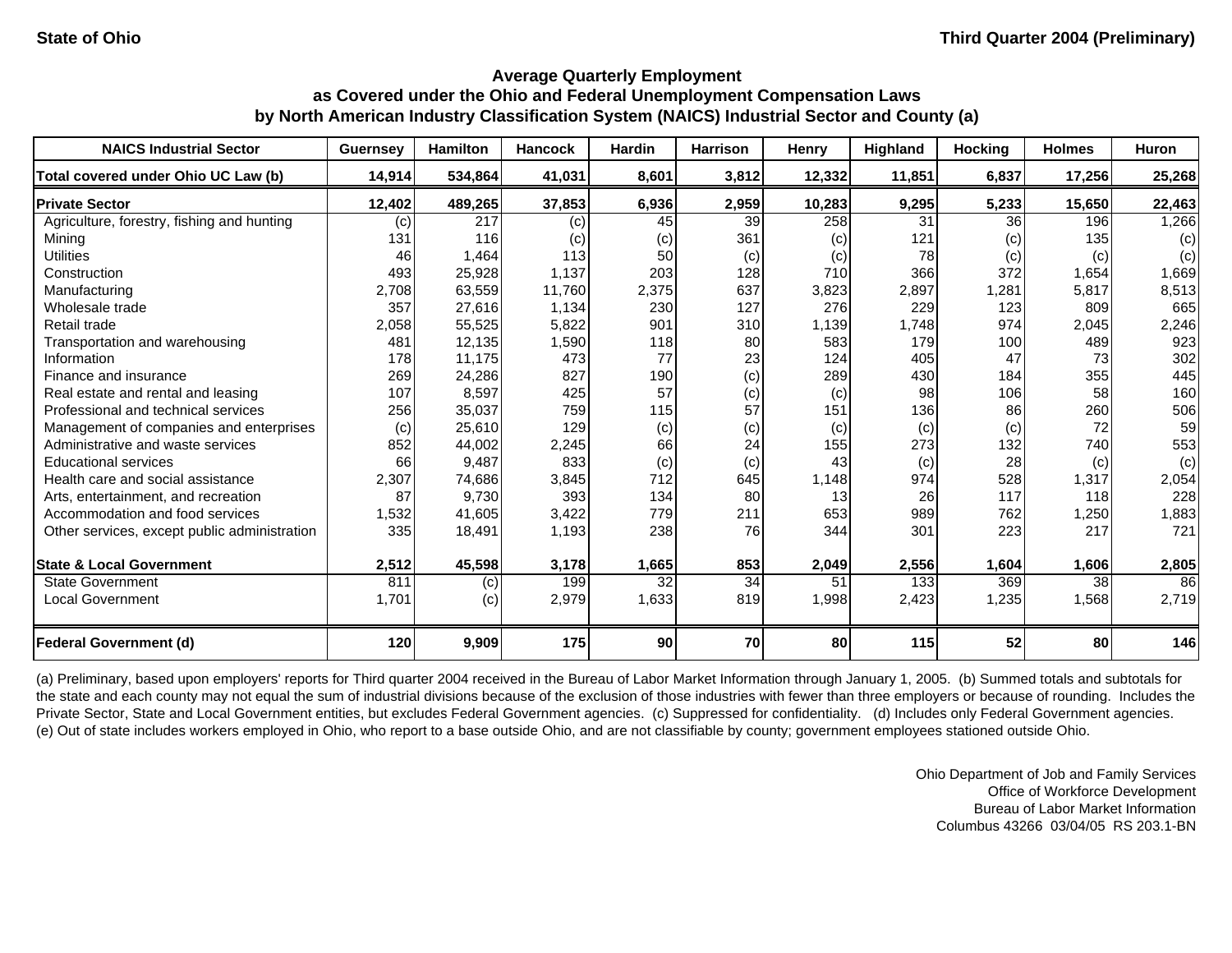State of Ohio

Third Quarter 2004 (Preliminary)

**Average Quarterly Employment**
**as Covered under the Ohio and Federal Unemployment Compensation Laws**
**by North American Industry Classification System (NAICS) Industrial Sector and County (a)**

| NAICS Industrial Sector | Guernsey | Hamilton | Hancock | Hardin | Harrison | Henry | Highland | Hocking | Holmes | Huron |
|---|---|---|---|---|---|---|---|---|---|---|
| **Total covered under Ohio UC Law (b)** | **14,914** | **534,864** | **41,031** | **8,601** | **3,812** | **12,332** | **11,851** | **6,837** | **17,256** | **25,268** |
| **Private Sector** | **12,402** | **489,265** | **37,853** | **6,936** | **2,959** | **10,283** | **9,295** | **5,233** | **15,650** | **22,463** |
| Agriculture, forestry, fishing and hunting | (c) | 217 | (c) | 45 | 39 | 258 | 31 | 36 | 196 | 1,266 |
| Mining | 131 | 116 | (c) | (c) | 361 | (c) | 121 | (c) | 135 | (c) |
| Utilities | 46 | 1,464 | 113 | 50 | (c) | (c) | 78 | (c) | (c) | (c) |
| Construction | 493 | 25,928 | 1,137 | 203 | 128 | 710 | 366 | 372 | 1,654 | 1,669 |
| Manufacturing | 2,708 | 63,559 | 11,760 | 2,375 | 637 | 3,823 | 2,897 | 1,281 | 5,817 | 8,513 |
| Wholesale trade | 357 | 27,616 | 1,134 | 230 | 127 | 276 | 229 | 123 | 809 | 665 |
| Retail trade | 2,058 | 55,525 | 5,822 | 901 | 310 | 1,139 | 1,748 | 974 | 2,045 | 2,246 |
| Transportation and warehousing | 481 | 12,135 | 1,590 | 118 | 80 | 583 | 179 | 100 | 489 | 923 |
| Information | 178 | 11,175 | 473 | 77 | 23 | 124 | 405 | 47 | 73 | 302 |
| Finance and insurance | 269 | 24,286 | 827 | 190 | (c) | 289 | 430 | 184 | 355 | 445 |
| Real estate and rental and leasing | 107 | 8,597 | 425 | 57 | (c) | (c) | 98 | 106 | 58 | 160 |
| Professional and technical services | 256 | 35,037 | 759 | 115 | 57 | 151 | 136 | 86 | 260 | 506 |
| Management of companies and enterprises | (c) | 25,610 | 129 | (c) | (c) | (c) | (c) | (c) | 72 | 59 |
| Administrative and waste services | 852 | 44,002 | 2,245 | 66 | 24 | 155 | 273 | 132 | 740 | 553 |
| Educational services | 66 | 9,487 | 833 | (c) | (c) | 43 | (c) | 28 | (c) | (c) |
| Health care and social assistance | 2,307 | 74,686 | 3,845 | 712 | 645 | 1,148 | 974 | 528 | 1,317 | 2,054 |
| Arts, entertainment, and recreation | 87 | 9,730 | 393 | 134 | 80 | 13 | 26 | 117 | 118 | 228 |
| Accommodation and food services | 1,532 | 41,605 | 3,422 | 779 | 211 | 653 | 989 | 762 | 1,250 | 1,883 |
| Other services, except public administration | 335 | 18,491 | 1,193 | 238 | 76 | 344 | 301 | 223 | 217 | 721 |
| **State & Local Government** | **2,512** | **45,598** | **3,178** | **1,665** | **853** | **2,049** | **2,556** | **1,604** | **1,606** | **2,805** |
| State Government | 811 | (c) | 199 | 32 | 34 | 51 | 133 | 369 | 38 | 86 |
| Local Government | 1,701 | (c) | 2,979 | 1,633 | 819 | 1,998 | 2,423 | 1,235 | 1,568 | 2,719 |
| **Federal Government (d)** | **120** | **9,909** | **175** | **90** | **70** | **80** | **115** | **52** | **80** | **146** |

(a) Preliminary, based upon employers' reports for Third quarter 2004 received in the Bureau of Labor Market Information through January 1, 2005. (b) Summed totals and subtotals for the state and each county may not equal the sum of industrial divisions because of the exclusion of those industries with fewer than three employers or because of rounding. Includes the Private Sector, State and Local Government entities, but excludes Federal Government agencies. (c) Suppressed for confidentiality. (d) Includes only Federal Government agencies. (e) Out of state includes workers employed in Ohio, who report to a base outside Ohio, and are not classifiable by county; government employees stationed outside Ohio.

Ohio Department of Job and Family Services
Office of Workforce Development
Bureau of Labor Market Information
Columbus 43266 03/04/05 RS 203.1-BN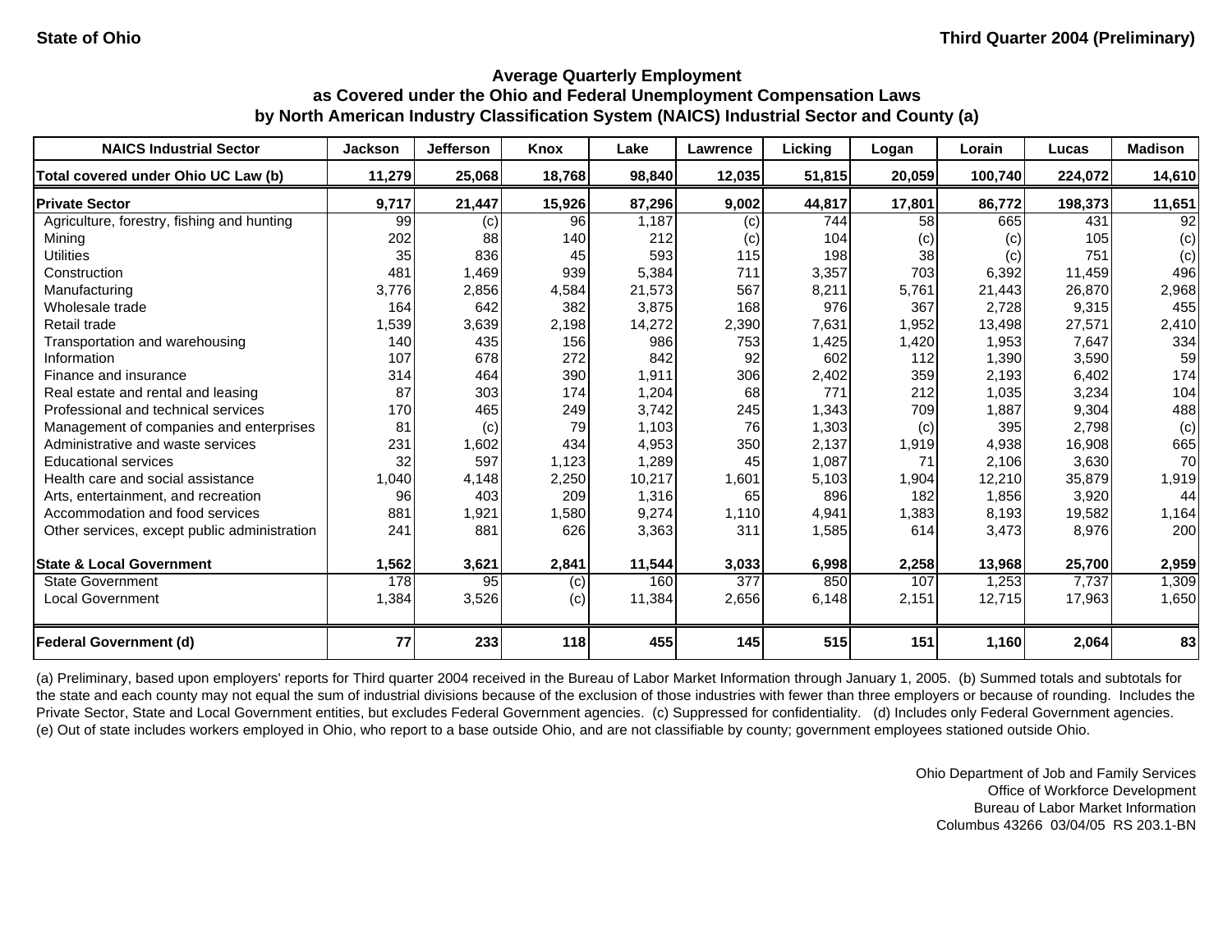State of Ohio

Third Quarter 2004 (Preliminary)

## Average Quarterly Employment as Covered under the Ohio and Federal Unemployment Compensation Laws by North American Industry Classification System (NAICS) Industrial Sector and County (a)

| NAICS Industrial Sector | Jackson | Jefferson | Knox | Lake | Lawrence | Licking | Logan | Lorain | Lucas | Madison |
|---|---|---|---|---|---|---|---|---|---|---|
| **Total covered under Ohio UC Law (b)** | **11,279** | **25,068** | **18,768** | **98,840** | **12,035** | **51,815** | **20,059** | **100,740** | **224,072** | **14,610** |
| **Private Sector** | **9,717** | **21,447** | **15,926** | **87,296** | **9,002** | **44,817** | **17,801** | **86,772** | **198,373** | **11,651** |
| Agriculture, forestry, fishing and hunting | 99 | (c) | 96 | 1,187 | (c) | 744 | 58 | 665 | 431 | 92 |
| Mining | 202 | 88 | 140 | 212 | (c) | 104 | (c) | (c) | 105 | (c) |
| Utilities | 35 | 836 | 45 | 593 | 115 | 198 | 38 | (c) | 751 | (c) |
| Construction | 481 | 1,469 | 939 | 5,384 | 711 | 3,357 | 703 | 6,392 | 11,459 | 496 |
| Manufacturing | 3,776 | 2,856 | 4,584 | 21,573 | 567 | 8,211 | 5,761 | 21,443 | 26,870 | 2,968 |
| Wholesale trade | 164 | 642 | 382 | 3,875 | 168 | 976 | 367 | 2,728 | 9,315 | 455 |
| Retail trade | 1,539 | 3,639 | 2,198 | 14,272 | 2,390 | 7,631 | 1,952 | 13,498 | 27,571 | 2,410 |
| Transportation and warehousing | 140 | 435 | 156 | 986 | 753 | 1,425 | 1,420 | 1,953 | 7,647 | 334 |
| Information | 107 | 678 | 272 | 842 | 92 | 602 | 112 | 1,390 | 3,590 | 59 |
| Finance and insurance | 314 | 464 | 390 | 1,911 | 306 | 2,402 | 359 | 2,193 | 6,402 | 174 |
| Real estate and rental and leasing | 87 | 303 | 174 | 1,204 | 68 | 771 | 212 | 1,035 | 3,234 | 104 |
| Professional and technical services | 170 | 465 | 249 | 3,742 | 245 | 1,343 | 709 | 1,887 | 9,304 | 488 |
| Management of companies and enterprises | 81 | (c) | 79 | 1,103 | 76 | 1,303 | (c) | 395 | 2,798 | (c) |
| Administrative and waste services | 231 | 1,602 | 434 | 4,953 | 350 | 2,137 | 1,919 | 4,938 | 16,908 | 665 |
| Educational services | 32 | 597 | 1,123 | 1,289 | 45 | 1,087 | 71 | 2,106 | 3,630 | 70 |
| Health care and social assistance | 1,040 | 4,148 | 2,250 | 10,217 | 1,601 | 5,103 | 1,904 | 12,210 | 35,879 | 1,919 |
| Arts, entertainment, and recreation | 96 | 403 | 209 | 1,316 | 65 | 896 | 182 | 1,856 | 3,920 | 44 |
| Accommodation and food services | 881 | 1,921 | 1,580 | 9,274 | 1,110 | 4,941 | 1,383 | 8,193 | 19,582 | 1,164 |
| Other services, except public administration | 241 | 881 | 626 | 3,363 | 311 | 1,585 | 614 | 3,473 | 8,976 | 200 |
| **State & Local Government** | **1,562** | **3,621** | **2,841** | **11,544** | **3,033** | **6,998** | **2,258** | **13,968** | **25,700** | **2,959** |
| State Government | 178 | 95 | (c) | 160 | 377 | 850 | 107 | 1,253 | 7,737 | 1,309 |
| Local Government | 1,384 | 3,526 | (c) | 11,384 | 2,656 | 6,148 | 2,151 | 12,715 | 17,963 | 1,650 |
| **Federal Government (d)** | **77** | **233** | **118** | **455** | **145** | **515** | **151** | **1,160** | **2,064** | **83** |

(a) Preliminary, based upon employers' reports for Third quarter 2004 received in the Bureau of Labor Market Information through January 1, 2005. (b) Summed totals and subtotals for the state and each county may not equal the sum of industrial divisions because of the exclusion of those industries with fewer than three employers or because of rounding. Includes the Private Sector, State and Local Government entities, but excludes Federal Government agencies. (c) Suppressed for confidentiality. (d) Includes only Federal Government agencies. (e) Out of state includes workers employed in Ohio, who report to a base outside Ohio, and are not classifiable by county; government employees stationed outside Ohio.

Ohio Department of Job and Family Services
Office of Workforce Development
Bureau of Labor Market Information
Columbus 43266 03/04/05 RS 203.1-BN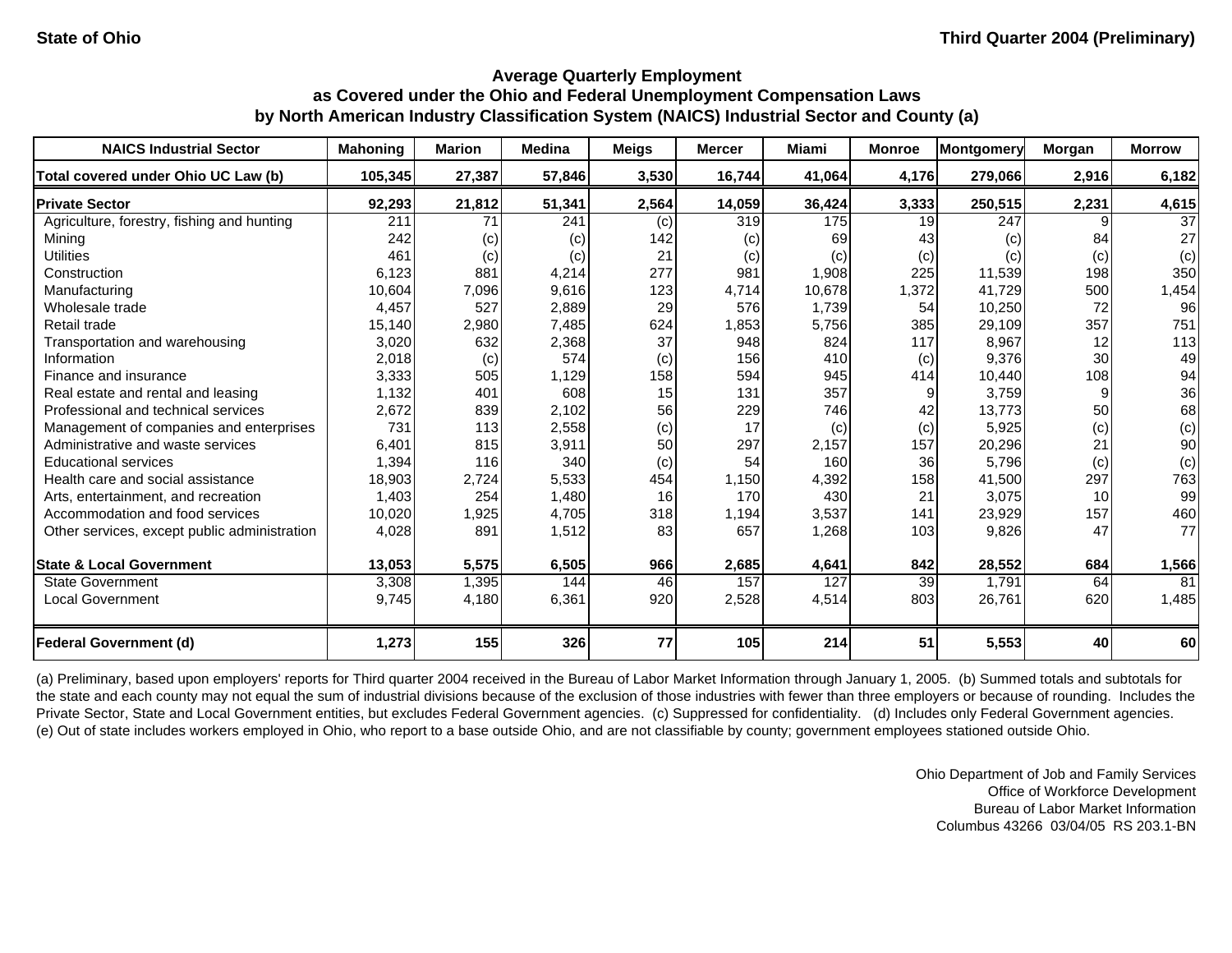State of Ohio

Third Quarter 2004 (Preliminary)

### Average Quarterly Employment
### as Covered under the Ohio and Federal Unemployment Compensation Laws
### by North American Industry Classification System (NAICS) Industrial Sector and County (a)

| NAICS Industrial Sector | Mahoning | Marion | Medina | Meigs | Mercer | Miami | Monroe | Montgomery | Morgan | Morrow |
|---|---|---|---|---|---|---|---|---|---|---|
| **Total covered under Ohio UC Law (b)** | **105,345** | **27,387** | **57,846** | **3,530** | **16,744** | **41,064** | **4,176** | **279,066** | **2,916** | **6,182** |
| **Private Sector** | **92,293** | **21,812** | **51,341** | **2,564** | **14,059** | **36,424** | **3,333** | **250,515** | **2,231** | **4,615** |
| Agriculture, forestry, fishing and hunting | 211 | 71 | 241 | (c) | 319 | 175 | 19 | 247 | 9 | 37 |
| Mining | 242 | (c) | (c) | 142 | (c) | 69 | 43 | (c) | 84 | 27 |
| Utilities | 461 | (c) | (c) | 21 | (c) | (c) | (c) | (c) | (c) | (c) |
| Construction | 6,123 | 881 | 4,214 | 277 | 981 | 1,908 | 225 | 11,539 | 198 | 350 |
| Manufacturing | 10,604 | 7,096 | 9,616 | 123 | 4,714 | 10,678 | 1,372 | 41,729 | 500 | 1,454 |
| Wholesale trade | 4,457 | 527 | 2,889 | 29 | 576 | 1,739 | 54 | 10,250 | 72 | 96 |
| Retail trade | 15,140 | 2,980 | 7,485 | 624 | 1,853 | 5,756 | 385 | 29,109 | 357 | 751 |
| Transportation and warehousing | 3,020 | 632 | 2,368 | 37 | 948 | 824 | 117 | 8,967 | 12 | 113 |
| Information | 2,018 | (c) | 574 | (c) | 156 | 410 | (c) | 9,376 | 30 | 49 |
| Finance and insurance | 3,333 | 505 | 1,129 | 158 | 594 | 945 | 414 | 10,440 | 108 | 94 |
| Real estate and rental and leasing | 1,132 | 401 | 608 | 15 | 131 | 357 | 9 | 3,759 | 9 | 36 |
| Professional and technical services | 2,672 | 839 | 2,102 | 56 | 229 | 746 | 42 | 13,773 | 50 | 68 |
| Management of companies and enterprises | 731 | 113 | 2,558 | (c) | 17 | (c) | (c) | 5,925 | (c) | (c) |
| Administrative and waste services | 6,401 | 815 | 3,911 | 50 | 297 | 2,157 | 157 | 20,296 | 21 | 90 |
| Educational services | 1,394 | 116 | 340 | (c) | 54 | 160 | 36 | 5,796 | (c) | (c) |
| Health care and social assistance | 18,903 | 2,724 | 5,533 | 454 | 1,150 | 4,392 | 158 | 41,500 | 297 | 763 |
| Arts, entertainment, and recreation | 1,403 | 254 | 1,480 | 16 | 170 | 430 | 21 | 3,075 | 10 | 99 |
| Accommodation and food services | 10,020 | 1,925 | 4,705 | 318 | 1,194 | 3,537 | 141 | 23,929 | 157 | 460 |
| Other services, except public administration | 4,028 | 891 | 1,512 | 83 | 657 | 1,268 | 103 | 9,826 | 47 | 77 |
| **State & Local Government** | **13,053** | **5,575** | **6,505** | **966** | **2,685** | **4,641** | **842** | **28,552** | **684** | **1,566** |
| State Government | 3,308 | 1,395 | 144 | 46 | 157 | 127 | 39 | 1,791 | 64 | 81 |
| Local Government | 9,745 | 4,180 | 6,361 | 920 | 2,528 | 4,514 | 803 | 26,761 | 620 | 1,485 |
| **Federal Government (d)** | **1,273** | **155** | **326** | **77** | **105** | **214** | **51** | **5,553** | **40** | **60** |

(a) Preliminary, based upon employers' reports for Third quarter 2004 received in the Bureau of Labor Market Information through January 1, 2005. (b) Summed totals and subtotals for the state and each county may not equal the sum of industrial divisions because of the exclusion of those industries with fewer than three employers or because of rounding. Includes the Private Sector, State and Local Government entities, but excludes Federal Government agencies. (c) Suppressed for confidentiality. (d) Includes only Federal Government agencies. (e) Out of state includes workers employed in Ohio, who report to a base outside Ohio, and are not classifiable by county; government employees stationed outside Ohio.

Ohio Department of Job and Family Services
Office of Workforce Development
Bureau of Labor Market Information
Columbus 43266 03/04/05 RS 203.1-BN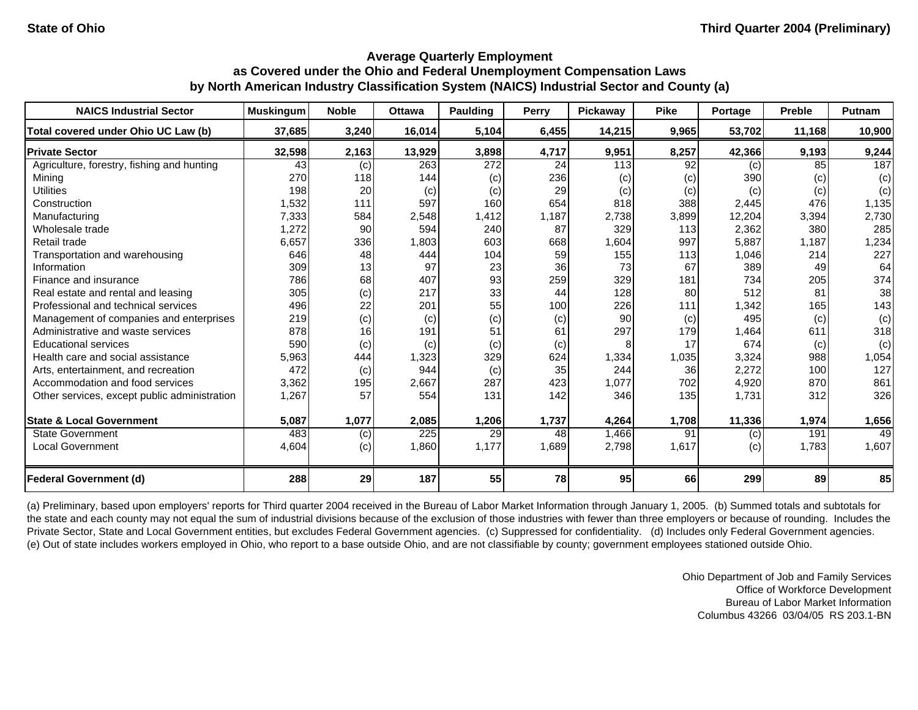State of Ohio — Third Quarter 2004 (Preliminary)

## Average Quarterly Employment as Covered under the Ohio and Federal Unemployment Compensation Laws by North American Industry Classification System (NAICS) Industrial Sector and County (a)

| NAICS Industrial Sector | Muskingum | Noble | Ottawa | Paulding | Perry | Pickaway | Pike | Portage | Preble | Putnam |
|---|---|---|---|---|---|---|---|---|---|---|
| **Total covered under Ohio UC Law (b)** | **37,685** | **3,240** | **16,014** | **5,104** | **6,455** | **14,215** | **9,965** | **53,702** | **11,168** | **10,900** |
| **Private Sector** | **32,598** | **2,163** | **13,929** | **3,898** | **4,717** | **9,951** | **8,257** | **42,366** | **9,193** | **9,244** |
| Agriculture, forestry, fishing and hunting | 43 | (c) | 263 | 272 | 24 | 113 | 92 | (c) | 85 | 187 |
| Mining | 270 | 118 | 144 | (c) | 236 | (c) | (c) | 390 | (c) | (c) |
| Utilities | 198 | 20 | (c) | (c) | 29 | (c) | (c) | (c) | (c) | (c) |
| Construction | 1,532 | 111 | 597 | 160 | 654 | 818 | 388 | 2,445 | 476 | 1,135 |
| Manufacturing | 7,333 | 584 | 2,548 | 1,412 | 1,187 | 2,738 | 3,899 | 12,204 | 3,394 | 2,730 |
| Wholesale trade | 1,272 | 90 | 594 | 240 | 87 | 329 | 113 | 2,362 | 380 | 285 |
| Retail trade | 6,657 | 336 | 1,803 | 603 | 668 | 1,604 | 997 | 5,887 | 1,187 | 1,234 |
| Transportation and warehousing | 646 | 48 | 444 | 104 | 59 | 155 | 113 | 1,046 | 214 | 227 |
| Information | 309 | 13 | 97 | 23 | 36 | 73 | 67 | 389 | 49 | 64 |
| Finance and insurance | 786 | 68 | 407 | 93 | 259 | 329 | 181 | 734 | 205 | 374 |
| Real estate and rental and leasing | 305 | (c) | 217 | 33 | 44 | 128 | 80 | 512 | 81 | 38 |
| Professional and technical services | 496 | 22 | 201 | 55 | 100 | 226 | 111 | 1,342 | 165 | 143 |
| Management of companies and enterprises | 219 | (c) | (c) | (c) | (c) | 90 | (c) | 495 | (c) | (c) |
| Administrative and waste services | 878 | 16 | 191 | 51 | 61 | 297 | 179 | 1,464 | 611 | 318 |
| Educational services | 590 | (c) | (c) | (c) | (c) | 8 | 17 | 674 | (c) | (c) |
| Health care and social assistance | 5,963 | 444 | 1,323 | 329 | 624 | 1,334 | 1,035 | 3,324 | 988 | 1,054 |
| Arts, entertainment, and recreation | 472 | (c) | 944 | (c) | 35 | 244 | 36 | 2,272 | 100 | 127 |
| Accommodation and food services | 3,362 | 195 | 2,667 | 287 | 423 | 1,077 | 702 | 4,920 | 870 | 861 |
| Other services, except public administration | 1,267 | 57 | 554 | 131 | 142 | 346 | 135 | 1,731 | 312 | 326 |
| **State & Local Government** | **5,087** | **1,077** | **2,085** | **1,206** | **1,737** | **4,264** | **1,708** | **11,336** | **1,974** | **1,656** |
| State Government | 483 | (c) | 225 | 29 | 48 | 1,466 | 91 | (c) | 191 | 49 |
| Local Government | 4,604 | (c) | 1,860 | 1,177 | 1,689 | 2,798 | 1,617 | (c) | 1,783 | 1,607 |
| **Federal Government (d)** | **288** | **29** | **187** | **55** | **78** | **95** | **66** | **299** | **89** | **85** |

(a) Preliminary, based upon employers' reports for Third quarter 2004 received in the Bureau of Labor Market Information through January 1, 2005. (b) Summed totals and subtotals for the state and each county may not equal the sum of industrial divisions because of the exclusion of those industries with fewer than three employers or because of rounding. Includes the Private Sector, State and Local Government entities, but excludes Federal Government agencies. (c) Suppressed for confidentiality. (d) Includes only Federal Government agencies. (e) Out of state includes workers employed in Ohio, who report to a base outside Ohio, and are not classifiable by county; government employees stationed outside Ohio.

Ohio Department of Job and Family Services
Office of Workforce Development
Bureau of Labor Market Information
Columbus 43266 03/04/05 RS 203.1-BN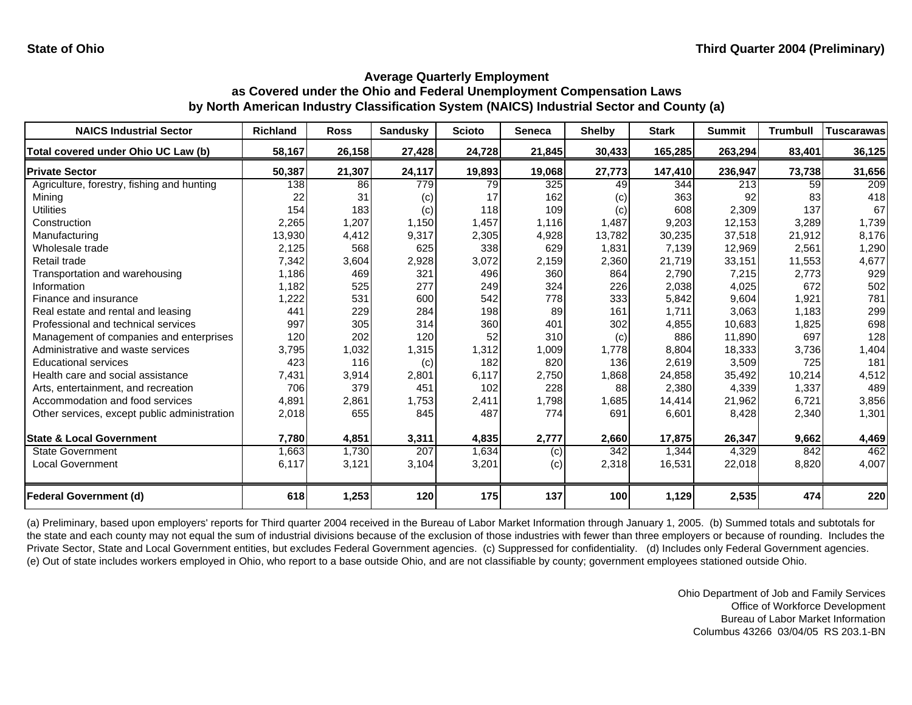**State of Ohio** | **Third Quarter 2004 (Preliminary)**

## Average Quarterly Employment as Covered under the Ohio and Federal Unemployment Compensation Laws by North American Industry Classification System (NAICS) Industrial Sector and County (a)

| NAICS Industrial Sector | Richland | Ross | Sandusky | Scioto | Seneca | Shelby | Stark | Summit | Trumbull | Tuscarawas |
|---|---|---|---|---|---|---|---|---|---|---|
| **Total covered under Ohio UC Law (b)** | **58,167** | **26,158** | **27,428** | **24,728** | **21,845** | **30,433** | **165,285** | **263,294** | **83,401** | **36,125** |
| **Private Sector** | **50,387** | **21,307** | **24,117** | **19,893** | **19,068** | **27,773** | **147,410** | **236,947** | **73,738** | **31,656** |
| Agriculture, forestry, fishing and hunting | 138 | 86 | 779 | 79 | 325 | 49 | 344 | 213 | 59 | 209 |
| Mining | 22 | 31 | (c) | 17 | 162 | (c) | 363 | 92 | 83 | 418 |
| Utilities | 154 | 183 | (c) | 118 | 109 | (c) | 608 | 2,309 | 137 | 67 |
| Construction | 2,265 | 1,207 | 1,150 | 1,457 | 1,116 | 1,487 | 9,203 | 12,153 | 3,289 | 1,739 |
| Manufacturing | 13,930 | 4,412 | 9,317 | 2,305 | 4,928 | 13,782 | 30,235 | 37,518 | 21,912 | 8,176 |
| Wholesale trade | 2,125 | 568 | 625 | 338 | 629 | 1,831 | 7,139 | 12,969 | 2,561 | 1,290 |
| Retail trade | 7,342 | 3,604 | 2,928 | 3,072 | 2,159 | 2,360 | 21,719 | 33,151 | 11,553 | 4,677 |
| Transportation and warehousing | 1,186 | 469 | 321 | 496 | 360 | 864 | 2,790 | 7,215 | 2,773 | 929 |
| Information | 1,182 | 525 | 277 | 249 | 324 | 226 | 2,038 | 4,025 | 672 | 502 |
| Finance and insurance | 1,222 | 531 | 600 | 542 | 778 | 333 | 5,842 | 9,604 | 1,921 | 781 |
| Real estate and rental and leasing | 441 | 229 | 284 | 198 | 89 | 161 | 1,711 | 3,063 | 1,183 | 299 |
| Professional and technical services | 997 | 305 | 314 | 360 | 401 | 302 | 4,855 | 10,683 | 1,825 | 698 |
| Management of companies and enterprises | 120 | 202 | 120 | 52 | 310 | (c) | 886 | 11,890 | 697 | 128 |
| Administrative and waste services | 3,795 | 1,032 | 1,315 | 1,312 | 1,009 | 1,778 | 8,804 | 18,333 | 3,736 | 1,404 |
| Educational services | 423 | 116 | (c) | 182 | 820 | 136 | 2,619 | 3,509 | 725 | 181 |
| Health care and social assistance | 7,431 | 3,914 | 2,801 | 6,117 | 2,750 | 1,868 | 24,858 | 35,492 | 10,214 | 4,512 |
| Arts, entertainment, and recreation | 706 | 379 | 451 | 102 | 228 | 88 | 2,380 | 4,339 | 1,337 | 489 |
| Accommodation and food services | 4,891 | 2,861 | 1,753 | 2,411 | 1,798 | 1,685 | 14,414 | 21,962 | 6,721 | 3,856 |
| Other services, except public administration | 2,018 | 655 | 845 | 487 | 774 | 691 | 6,601 | 8,428 | 2,340 | 1,301 |
| **State & Local Government** | **7,780** | **4,851** | **3,311** | **4,835** | **2,777** | **2,660** | **17,875** | **26,347** | **9,662** | **4,469** |
| State Government | 1,663 | 1,730 | 207 | 1,634 | (c) | 342 | 1,344 | 4,329 | 842 | 462 |
| Local Government | 6,117 | 3,121 | 3,104 | 3,201 | (c) | 2,318 | 16,531 | 22,018 | 8,820 | 4,007 |
| **Federal Government (d)** | **618** | **1,253** | **120** | **175** | **137** | **100** | **1,129** | **2,535** | **474** | **220** |

(a) Preliminary, based upon employers' reports for Third quarter 2004 received in the Bureau of Labor Market Information through January 1, 2005. (b) Summed totals and subtotals for the state and each county may not equal the sum of industrial divisions because of the exclusion of those industries with fewer than three employers or because of rounding. Includes the Private Sector, State and Local Government entities, but excludes Federal Government agencies. (c) Suppressed for confidentiality. (d) Includes only Federal Government agencies. (e) Out of state includes workers employed in Ohio, who report to a base outside Ohio, and are not classifiable by county; government employees stationed outside Ohio.

Ohio Department of Job and Family Services
Office of Workforce Development
Bureau of Labor Market Information
Columbus 43266 03/04/05 RS 203.1-BN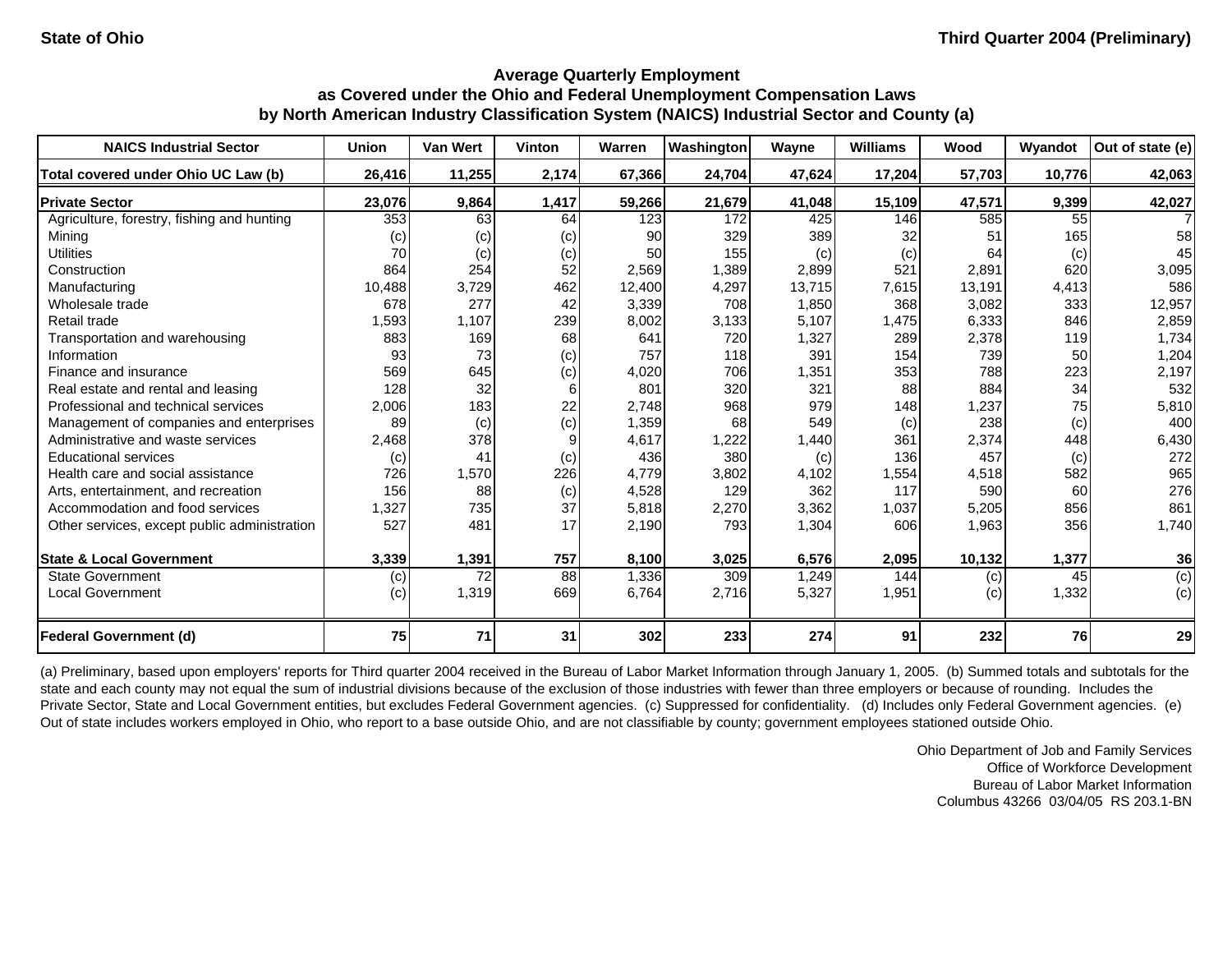State of Ohio

Third Quarter 2004 (Preliminary)

## Average Quarterly Employment as Covered under the Ohio and Federal Unemployment Compensation Laws by North American Industry Classification System (NAICS) Industrial Sector and County (a)

| NAICS Industrial Sector | Union | Van Wert | Vinton | Warren | Washington | Wayne | Williams | Wood | Wyandot | Out of state (e) |
|---|---|---|---|---|---|---|---|---|---|---|
| **Total covered under Ohio UC Law (b)** | **26,416** | **11,255** | **2,174** | **67,366** | **24,704** | **47,624** | **17,204** | **57,703** | **10,776** | **42,063** |
| **Private Sector** | **23,076** | **9,864** | **1,417** | **59,266** | **21,679** | **41,048** | **15,109** | **47,571** | **9,399** | **42,027** |
| Agriculture, forestry, fishing and hunting | 353 | 63 | 64 | 123 | 172 | 425 | 146 | 585 | 55 | 7 |
| Mining | (c) | (c) | (c) | 90 | 329 | 389 | 32 | 51 | 165 | 58 |
| Utilities | 70 | (c) | (c) | 50 | 155 | (c) | (c) | 64 | (c) | 45 |
| Construction | 864 | 254 | 52 | 2,569 | 1,389 | 2,899 | 521 | 2,891 | 620 | 3,095 |
| Manufacturing | 10,488 | 3,729 | 462 | 12,400 | 4,297 | 13,715 | 7,615 | 13,191 | 4,413 | 586 |
| Wholesale trade | 678 | 277 | 42 | 3,339 | 708 | 1,850 | 368 | 3,082 | 333 | 12,957 |
| Retail trade | 1,593 | 1,107 | 239 | 8,002 | 3,133 | 5,107 | 1,475 | 6,333 | 846 | 2,859 |
| Transportation and warehousing | 883 | 169 | 68 | 641 | 720 | 1,327 | 289 | 2,378 | 119 | 1,734 |
| Information | 93 | 73 | (c) | 757 | 118 | 391 | 154 | 739 | 50 | 1,204 |
| Finance and insurance | 569 | 645 | (c) | 4,020 | 706 | 1,351 | 353 | 788 | 223 | 2,197 |
| Real estate and rental and leasing | 128 | 32 | 6 | 801 | 320 | 321 | 88 | 884 | 34 | 532 |
| Professional and technical services | 2,006 | 183 | 22 | 2,748 | 968 | 979 | 148 | 1,237 | 75 | 5,810 |
| Management of companies and enterprises | 89 | (c) | (c) | 1,359 | 68 | 549 | (c) | 238 | (c) | 400 |
| Administrative and waste services | 2,468 | 378 | 9 | 4,617 | 1,222 | 1,440 | 361 | 2,374 | 448 | 6,430 |
| Educational services | (c) | 41 | (c) | 436 | 380 | (c) | 136 | 457 | (c) | 272 |
| Health care and social assistance | 726 | 1,570 | 226 | 4,779 | 3,802 | 4,102 | 1,554 | 4,518 | 582 | 965 |
| Arts, entertainment, and recreation | 156 | 88 | (c) | 4,528 | 129 | 362 | 117 | 590 | 60 | 276 |
| Accommodation and food services | 1,327 | 735 | 37 | 5,818 | 2,270 | 3,362 | 1,037 | 5,205 | 856 | 861 |
| Other services, except public administration | 527 | 481 | 17 | 2,190 | 793 | 1,304 | 606 | 1,963 | 356 | 1,740 |
| **State & Local Government** | **3,339** | **1,391** | **757** | **8,100** | **3,025** | **6,576** | **2,095** | **10,132** | **1,377** | **36** |
| State Government | (c) | 72 | 88 | 1,336 | 309 | 1,249 | 144 | (c) | 45 | (c) |
| Local Government | (c) | 1,319 | 669 | 6,764 | 2,716 | 5,327 | 1,951 | (c) | 1,332 | (c) |
| **Federal Government (d)** | **75** | **71** | **31** | **302** | **233** | **274** | **91** | **232** | **76** | **29** |

(a) Preliminary, based upon employers' reports for Third quarter 2004 received in the Bureau of Labor Market Information through January 1, 2005. (b) Summed totals and subtotals for the state and each county may not equal the sum of industrial divisions because of the exclusion of those industries with fewer than three employers or because of rounding. Includes the Private Sector, State and Local Government entities, but excludes Federal Government agencies. (c) Suppressed for confidentiality. (d) Includes only Federal Government agencies. (e) Out of state includes workers employed in Ohio, who report to a base outside Ohio, and are not classifiable by county; government employees stationed outside Ohio.

Ohio Department of Job and Family Services
Office of Workforce Development
Bureau of Labor Market Information
Columbus 43266 03/04/05 RS 203.1-BN